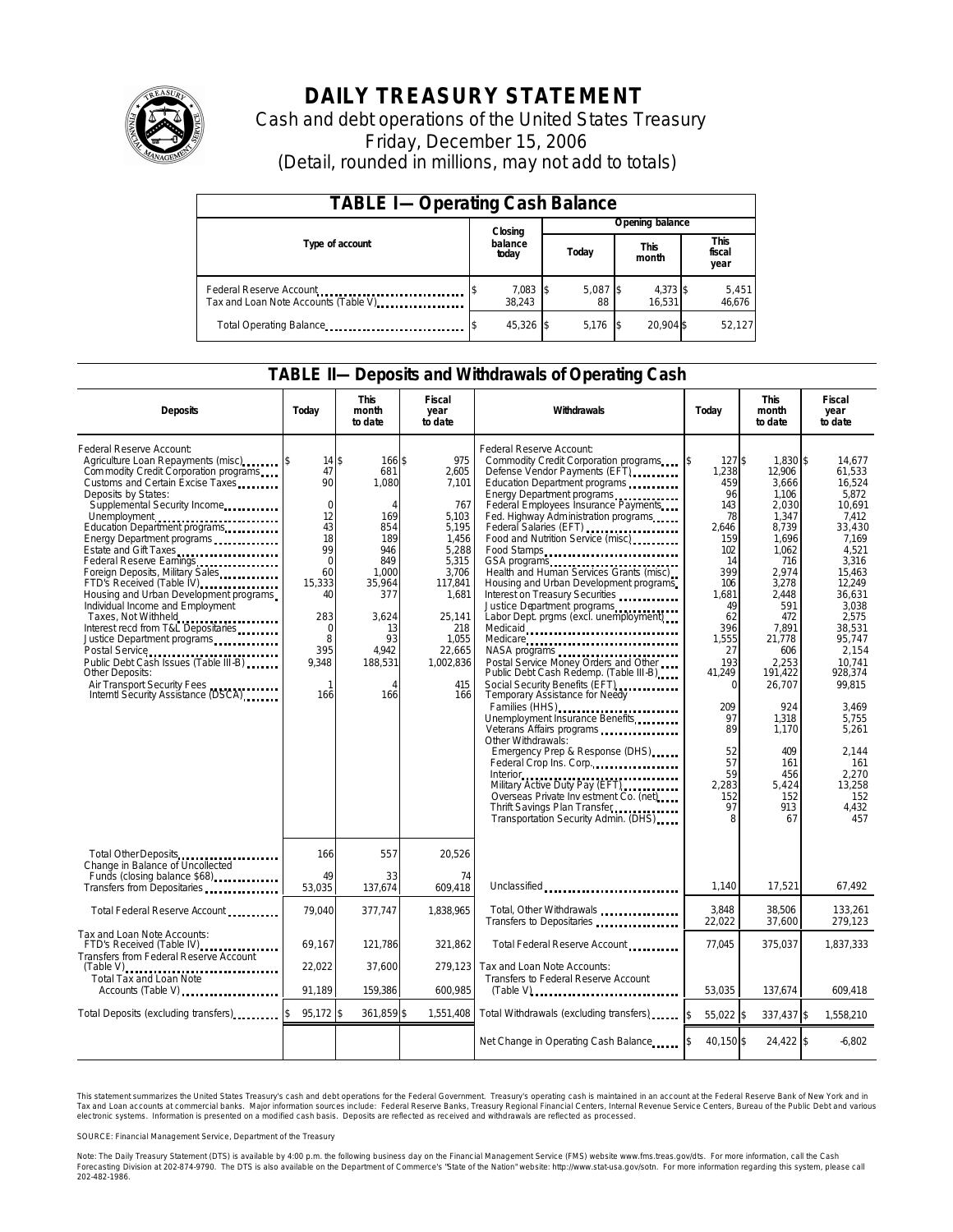# DAILY TREASURY STATEMENT

Cash and debt operations of the United States Treasury

Friday, December 15, 2006

(Detail, rounded in millions, may not add to totals)

| TABLE I—Operating Cash Balance | | | | |
|---|---|---|---|---|
| Type of account | Closing balance today | Opening balance | | |
| | | Today | This month | This fiscal year |
| Federal Reserve Account | $ 7,083 | $ 5,087 | $ 4,373 | $ 5,451 |
| Tax and Loan Note Accounts (Table V) | 38,243 | 88 | 16,531 | 46,676 |
| Total Operating Balance | $ 45,326 | $ 5,176 | $ 20,904 | $ 52,127 |

## TABLE II—Deposits and Withdrawals of Operating Cash

| Deposits | Today | This month to date | Fiscal year to date | Withdrawals | Today | This month to date | Fiscal year to date |
|---|---|---|---|---|---|---|---|
| Federal Reserve Account: | | | | Federal Reserve Account: | | | |
| Agriculture Loan Repayments (misc) | $ 14 | $ 166 | $ 975 | Commodity Credit Corporation programs | $ 127 | $ 1,830 | $ 14,677 |
| Commodity Credit Corporation programs | 47 | 681 | 2,605 | Defense Vendor Payments (EFT) | 1,238 | 12,906 | 61,533 |
| Customs and Certain Excise Taxes | 90 | 1,080 | 7,101 | Education Department programs | 459 | 3,666 | 16,524 |
| Deposits by States: | | | | Energy Department programs | 96 | 1,106 | 5,872 |
| Supplemental Security Income | 0 | 4 | 767 | Federal Employees Insurance Payments | 143 | 2,030 | 10,691 |
| Unemployment | 12 | 169 | 5,103 | Fed. Highway Administration programs | 78 | 1,347 | 7,412 |
| Education Department programs | 43 | 854 | 5,195 | Federal Salaries (EFT) | 2,646 | 8,739 | 33,430 |
| Energy Department programs | 18 | 189 | 1,456 | Food and Nutrition Service (misc) | 159 | 1,696 | 7,169 |
| Estate and Gift Taxes | 99 | 946 | 5,288 | Food Stamps | 102 | 1,062 | 4,521 |
| Federal Reserve Earnings | 0 | 849 | 5,315 | GSA programs | 14 | 716 | 3,316 |
| Foreign Deposits, Military Sales | 60 | 1,000 | 3,706 | Health and Human Services Grants (misc) | 399 | 2,974 | 15,463 |
| FTD's Received (Table IV) | 15,333 | 35,964 | 117,841 | Housing and Urban Development programs | 106 | 3,278 | 12,249 |
| Housing and Urban Development programs | 40 | 377 | 1,681 | Interest on Treasury Securities | 1,681 | 2,448 | 36,631 |
| Individual Income and Employment Taxes, Not Withheld | 283 | 3,624 | 25,141 | Justice Department programs | 49 | 591 | 3,038 |
| Interest recd from T&L Depositaries | 0 | 13 | 218 | Labor Dept. prgms (excl. unemployment) | 62 | 472 | 2,575 |
| Justice Department programs | 8 | 93 | 1,055 | Medicaid | 396 | 7,891 | 38,531 |
| Postal Service | 395 | 4,942 | 22,665 | Medicare | 1,555 | 21,778 | 95,747 |
| Public Debt Cash Issues (Table III-B) | 9,348 | 188,531 | 1,002,836 | NASA programs | 27 | 606 | 2,154 |
| Other Deposits: | | | | Postal Service Money Orders and Other | 193 | 2,253 | 10,741 |
| Air Transport Security Fees | 1 | 4 | 415 | Public Debt Cash Redemp. (Table III-B) | 41,249 | 191,422 | 928,374 |
| Internl Security Assistance (DSCA) | 166 | 166 | 166 | Social Security Benefits (EFT) | 0 | 26,707 | 99,815 |
| | | | | Temporary Assistance for Needy Families (HHS) | 209 | 924 | 3,469 |
| | | | | Unemployment Insurance Benefits | 97 | 1,318 | 5,755 |
| | | | | Veterans Affairs programs | 89 | 1,170 | 5,261 |
| | | | | Other Withdrawals: | | | |
| | | | | Emergency Prep & Response (DHS) | 52 | 409 | 2,144 |
| | | | | Federal Crop Ins. Corp. | 57 | 161 | 161 |
| | | | | Interior | 59 | 456 | 2,270 |
| | | | | Military Active Duty Pay (EFT) | 2,283 | 5,424 | 13,258 |
| | | | | Overseas Private Investment Co. (net) | 152 | 152 | 152 |
| | | | | Thrift Savings Plan Transfer | 97 | 913 | 4,432 |
| | | | | Transportation Security Admin. (DHS) | 8 | 67 | 457 |
| Total Other Deposits | 166 | 557 | 20,526 | | | | |
| Change in Balance of Uncollected Funds (closing balance $68) | 49 | 33 | 74 | | | | |
| Transfers from Depositaries | 53,035 | 137,674 | 609,418 | Unclassified | 1,140 | 17,521 | 67,492 |
| Total Federal Reserve Account | 79,040 | 377,747 | 1,838,965 | Total, Other Withdrawals | 3,848 | 38,506 | 133,261 |
| | | | | Transfers to Depositaries | 22,022 | 37,600 | 279,123 |
| Tax and Loan Note Accounts: | | | | | | | |
| FTD's Received (Table IV) | 69,167 | 121,786 | 321,862 | Total Federal Reserve Account | 77,045 | 375,037 | 1,837,333 |
| Transfers from Federal Reserve Account (Table V) | 22,022 | 37,600 | 279,123 | Tax and Loan Note Accounts: | | | |
| Total Tax and Loan Note Accounts (Table V) | 91,189 | 159,386 | 600,985 | Transfers to Federal Reserve Account (Table V) | 53,035 | 137,674 | 609,418 |
| Total Deposits (excluding transfers) | $ 95,172 | $ 361,859 | $ 1,551,408 | Total Withdrawals (excluding transfers) | $ 55,022 | $ 337,437 | $ 1,558,210 |
| | | | | Net Change in Operating Cash Balance | $ 40,150 | $ 24,422 | $ -6,802 |

This statement summarizes the United States Treasury's cash and debt operations for the Federal Government. Treasury's operating cash is maintained in an account at the Federal Reserve Bank of New York and in Tax and Loan accounts at commercial banks. Major information sources include: Federal Reserve Banks, Treasury Regional Financial Centers, Internal Revenue Service Centers, Bureau of the Public Debt and various electronic systems. Information is presented on a modified cash basis. Deposits are reflected as received and withdrawals are reflected as processed.

SOURCE: Financial Management Service, Department of the Treasury

Note: The Daily Treasury Statement (DTS) is available by 4:00 p.m. the following business day on the Financial Management Service (FMS) website www.fms.treas.gov/dts. For more information, call the Cash Forecasting Division at 202-874-9790. The DTS is also available on the Department of Commerce's "State of the Nation" website: http://www.stat-usa.gov/sotn. For more information regarding this system, please call 202-482-1986.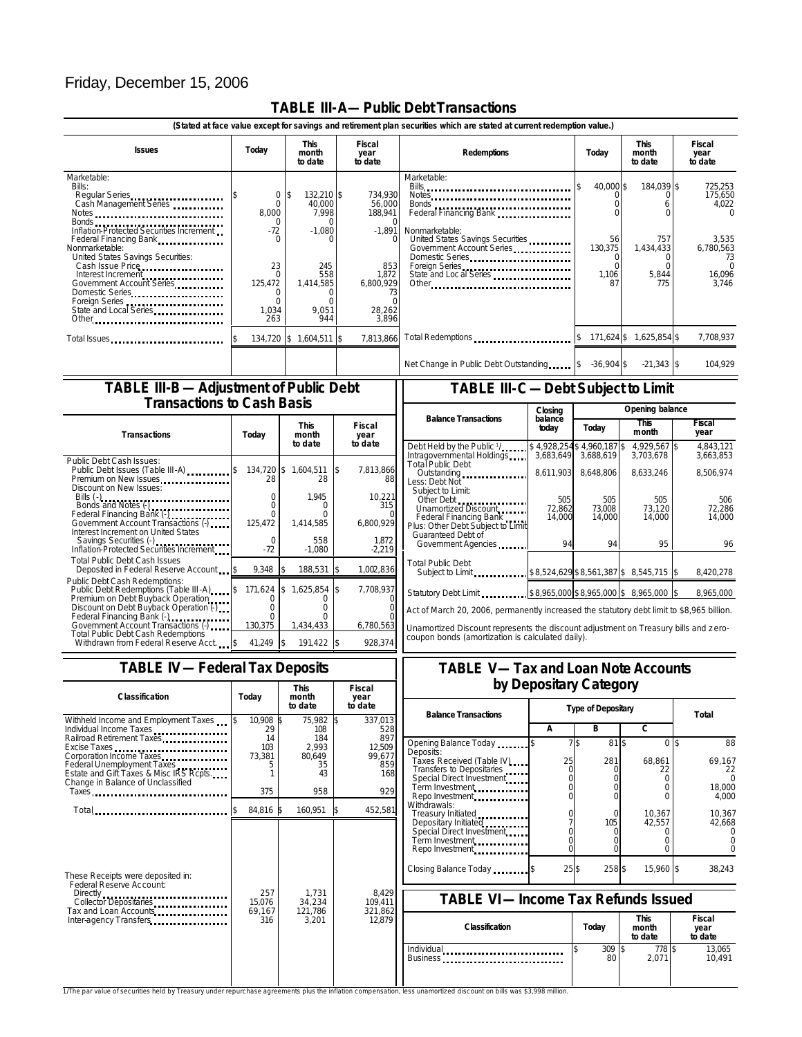Friday, December 15, 2006

## TABLE III-A — Public Debt Transactions

(Stated at face value except for savings and retirement plan securities which are stated at current redemption value.)

| Issues | Today | This month to date | Fiscal year to date | Redemptions | Today | This month to date | Fiscal year to date |
|---|---|---|---|---|---|---|---|
| Marketable: | | | | Marketable: | | | |
| Bills: | | | | Bills | $ 40,000 | $ 184,039 | $ 725,253 |
| Regular Series | $ 0 | $ 132,210 | $ 734,930 | Notes | 0 | 0 | 175,650 |
| Cash Management Series | 0 | 40,000 | 56,000 | Bonds | 0 | 6 | 4,022 |
| Notes | 8,000 | 7,998 | 188,941 | Federal Financing Bank | 0 | 0 | 0 |
| Bonds | 0 | 0 | 0 | | | | |
| Inflation-Protected Securities Increment | -72 | -1,080 | -1,891 | Nonmarketable: | | | |
| Federal Financing Bank | 0 | 0 | 0 | United States Savings Securities | 56 | 757 | 3,535 |
| Nonmarketable: | | | | Government Account Series | 130,375 | 1,434,433 | 6,780,563 |
| United States Savings Securities: | | | | Domestic Series | 0 | 0 | 73 |
| Cash Issue Price | 23 | 245 | 853 | Foreign Series | 0 | 0 | 0 |
| Interest Increment | 0 | 558 | 1,872 | State and Local Series | 1,106 | 5,844 | 16,096 |
| Government Account Series | 125,472 | 1,414,585 | 6,800,929 | Other | 87 | 775 | 3,746 |
| Domestic Series | 0 | 0 | 73 | | | | |
| Foreign Series | 0 | 0 | 0 | | | | |
| State and Local Series | 1,034 | 9,051 | 28,262 | | | | |
| Other | 263 | 944 | 3,896 | | | | |
| Total Issues | $ 134,720 | $ 1,604,511 | $ 7,813,866 | Total Redemptions | $ 171,624 | $ 1,625,854 | $ 7,708,937 |
| | | | | Net Change in Public Debt Outstanding | $ -36,904 | $ -21,343 | $ 104,929 |

## TABLE III-B — Adjustment of Public Debt Transactions to Cash Basis

| Transactions | Today | This month to date | Fiscal year to date |
|---|---|---|---|
| Public Debt Cash Issues: | | | |
| Public Debt Issues (Table III-A) | $ 134,720 | $ 1,604,511 | $ 7,813,866 |
| Premium on New Issues | 28 | 28 | 88 |
| Discount on New Issues: | | | |
| Bills (-) | 0 | 1,945 | 10,221 |
| Bonds and Notes (-) | 0 | 0 | 315 |
| Federal Financing Bank (-) | 0 | 0 | 0 |
| Government Account Transactions (-) | 125,472 | 1,414,585 | 6,800,929 |
| Interest Increment on United States Savings Securities (-) | 0 | 558 | 1,872 |
| Inflation-Protected Securities Increment | -72 | -1,080 | -2,219 |
| Total Public Debt Cash Issues Deposited in Federal Reserve Account | $ 9,348 | $ 188,531 | $ 1,002,836 |
| Public Debt Cash Redemptions: | | | |
| Public Debt Redemptions (Table III-A) | $ 171,624 | $ 1,625,854 | $ 7,708,937 |
| Premium on Debt Buyback Operation | 0 | 0 | 0 |
| Discount on Debt Buyback Operation (-) | 0 | 0 | 0 |
| Federal Financing Bank (-) | 0 | 0 | 0 |
| Government Account Transactions (-) | 130,375 | 1,434,433 | 6,780,563 |
| Total Public Debt Cash Redemptions Withdrawn from Federal Reserve Acct. | $ 41,249 | $ 191,422 | $ 928,374 |

## TABLE III-C — Debt Subject to Limit

| Balance Transactions | Closing balance today | Opening balance Today | Opening balance This month | Opening balance Fiscal year |
|---|---|---|---|---|
| Debt Held by the Public [1] | $ 4,928,254 | $ 4,960,187 | $ 4,929,567 | $ 4,843,121 |
| Intragovernmental Holdings | 3,683,649 | 3,688,619 | 3,703,678 | 3,663,853 |
| Total Public Debt Outstanding | 8,611,903 | 8,648,806 | 8,633,246 | 8,506,974 |
| Less: Debt Not Subject to Limit: | | | | |
| Other Debt | 505 | 505 | 505 | 506 |
| Unamortized Discount | 72,862 | 73,008 | 73,120 | 72,286 |
| Federal Financing Bank | 14,000 | 14,000 | 14,000 | 14,000 |
| Plus: Other Debt Subject to Limit Guaranteed Debt of Government Agencies | 94 | 94 | 95 | 96 |
| Total Public Debt Subject to Limit | $ 8,524,629 | $ 8,561,387 | $ 8,545,715 | $ 8,420,278 |
| Statutory Debt Limit | $ 8,965,000 | $ 8,965,000 | $ 8,965,000 | $ 8,965,000 |

Act of March 20, 2006, permanently increased the statutory debt limit to $8,965 billion.

Unamortized Discount represents the discount adjustment on Treasury bills and zero-coupon bonds (amortization is calculated daily).

## TABLE IV — Federal Tax Deposits

| Classification | Today | This month to date | Fiscal year to date |
|---|---|---|---|
| Withheld Income and Employment Taxes | $ 10,908 | $ 75,982 | $ 337,013 |
| Individual Income Taxes | 29 | 108 | 528 |
| Railroad Retirement Taxes | 14 | 184 | 897 |
| Excise Taxes | 103 | 2,993 | 12,509 |
| Corporation Income Taxes | 73,381 | 80,649 | 99,677 |
| Federal Unemployment Taxes | 5 | 35 | 859 |
| Estate and Gift Taxes & Misc IRS Rcpts. | 1 | 43 | 168 |
| Change in Balance of Unclassified Taxes | 375 | 958 | 929 |
| Total | $ 84,816 | $ 160,951 | $ 452,581 |
| These Receipts were deposited in: | | | |
| Federal Reserve Account: | | | |
| Directly | 257 | 1,731 | 8,429 |
| Collector Depositaries | 15,076 | 34,234 | 109,411 |
| Tax and Loan Accounts | 69,167 | 121,786 | 321,862 |
| Inter-agency Transfers | 316 | 3,201 | 12,879 |

## TABLE V — Tax and Loan Note Accounts by Depositary Category

| Balance Transactions | Type of Depositary A | Type of Depositary B | Type of Depositary C | Total |
|---|---|---|---|---|
| Opening Balance Today | $ 7 | $ 81 | $ 0 | $ 88 |
| Deposits: | | | | |
| Taxes Received (Table IV) | 25 | 281 | 68,861 | 69,167 |
| Transfers to Depositaries | 0 | 0 | 22 | 22 |
| Special Direct Investment | 0 | 0 | 0 | 0 |
| Term Investment | 0 | 0 | 0 | 18,000 |
| Repo Investment | 0 | 0 | 0 | 4,000 |
| Withdrawals: | | | | |
| Treasury Initiated | 0 | 0 | 10,367 | 10,367 |
| Depositary Initiated | 7 | 105 | 42,557 | 42,668 |
| Special Direct Investment | 0 | 0 | 0 | 0 |
| Term Investment | 0 | 0 | 0 | 0 |
| Repo Investment | 0 | 0 | 0 | 0 |
| Closing Balance Today | $ 25 | $ 258 | $ 15,960 | $ 38,243 |

## TABLE VI — Income Tax Refunds Issued

| Classification | Today | This month to date | Fiscal year to date |
|---|---|---|---|
| Individual | $ 309 | $ 778 | $ 13,065 |
| Business | 80 | 2,071 | 10,491 |

1/The par value of securities held by Treasury under repurchase agreements plus the inflation compensation, less unamortized discount on bills was $3,998 million.